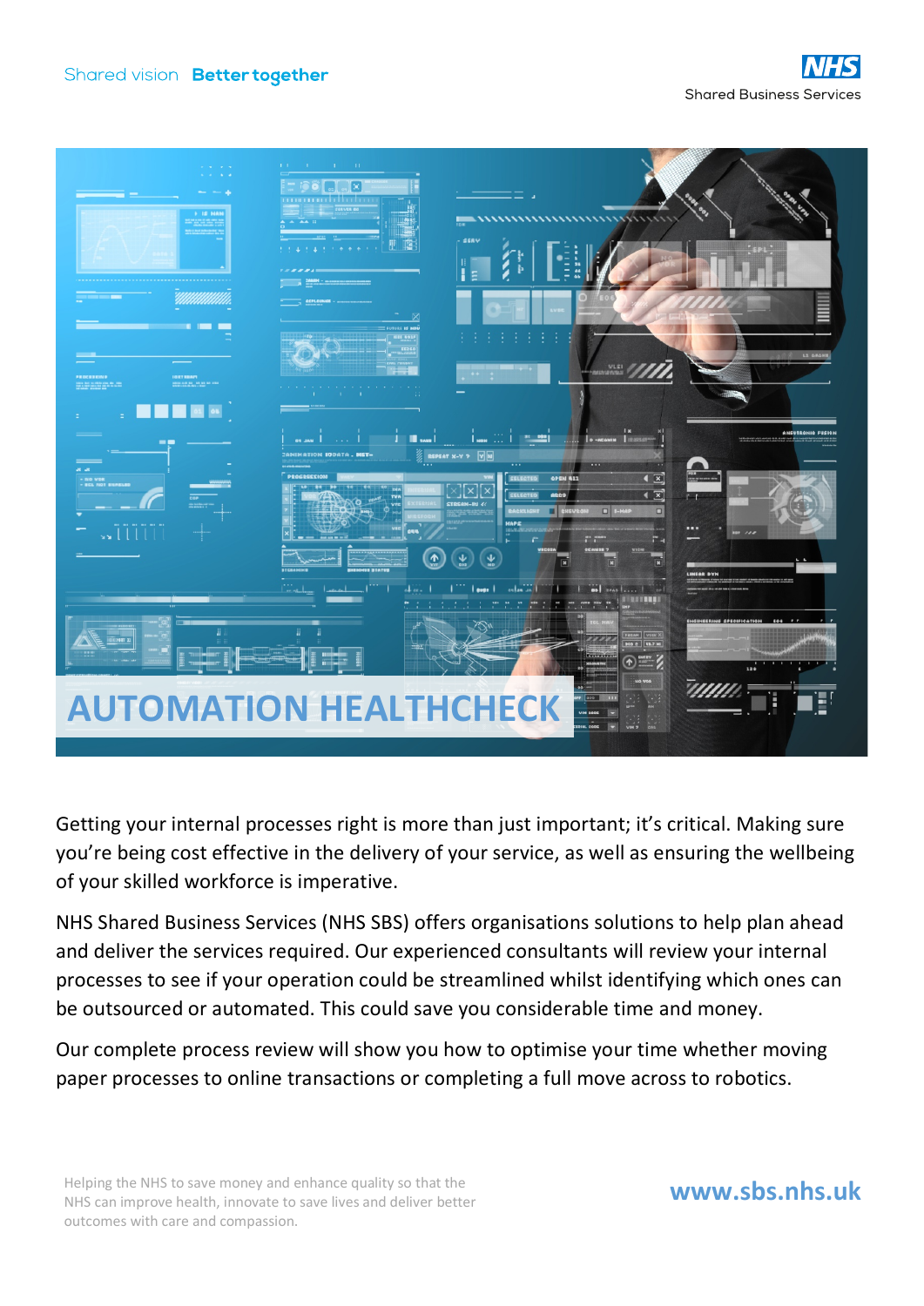Shared vision **Better together**

NHS Shared Business Services

# AUTOMATION HEALTHCHECK

Getting your internal processes right is more than just important; it's critical. Making sure you're being cost effective in the delivery of your service, as well as ensuring the wellbeing of your skilled workforce is imperative.

NHS Shared Business Services (NHS SBS) offers organisations solutions to help plan ahead and deliver the services required. Our experienced consultants will review your internal processes to see if your operation could be streamlined whilst identifying which ones can be outsourced or automated. This could save you considerable time and money.

Our complete process review will show you how to optimise your time whether moving paper processes to online transactions or completing a full move across to robotics.

Helping the NHS to save money and enhance quality so that the NHS can improve health, innovate to save lives and deliver better outcomes with care and compassion.

**www.sbs.nhs.uk**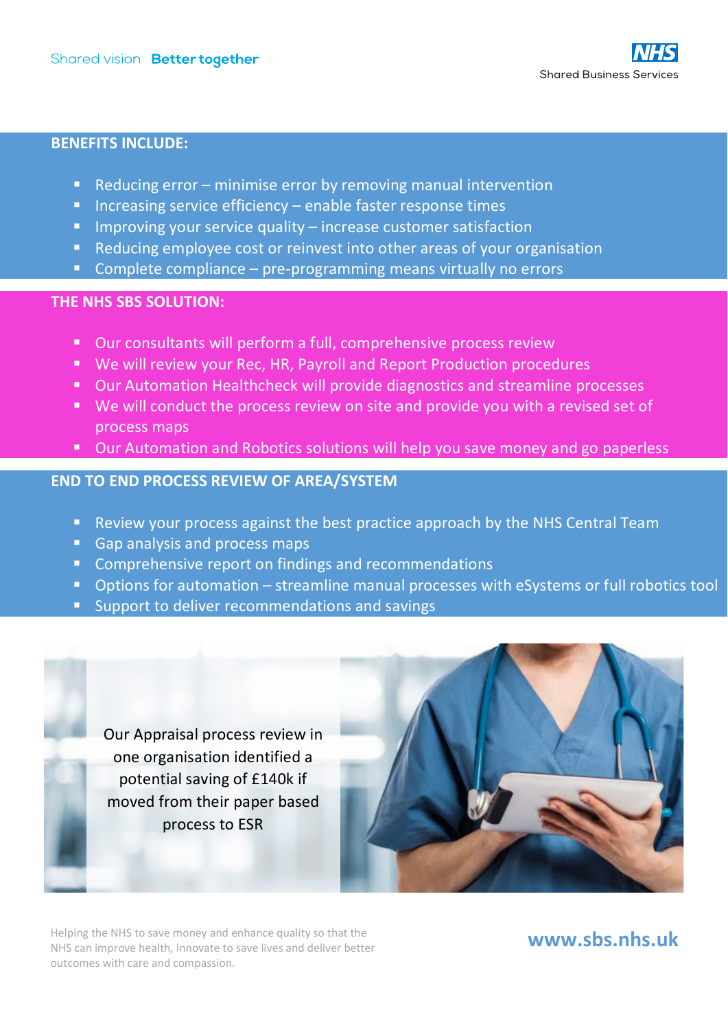## BENEFITS INCLUDE:

- Reducing error – minimise error by removing manual intervention
- Increasing service efficiency – enable faster response times
- Improving your service quality – increase customer satisfaction
- Reducing employee cost or reinvest into other areas of your organisation
- Complete compliance – pre-programming means virtually no errors

## THE NHS SBS SOLUTION:

- Our consultants will perform a full, comprehensive process review
- We will review your Rec, HR, Payroll and Report Production procedures
- Our Automation Healthcheck will provide diagnostics and streamline processes
- We will conduct the process review on site and provide you with a revised set of process maps
- Our Automation and Robotics solutions will help you save money and go paperless

## END TO END PROCESS REVIEW OF AREA/SYSTEM

- Review your process against the best practice approach by the NHS Central Team
- Gap analysis and process maps
- Comprehensive report on findings and recommendations
- Options for automation – streamline manual processes with eSystems or full robotics tool
- Support to deliver recommendations and savings

Our Appraisal process review in one organisation identified a potential saving of £140k if moved from their paper based process to ESR

Helping the NHS to save money and enhance quality so that the NHS can improve health, innovate to save lives and deliver better outcomes with care and compassion.

www.sbs.nhs.uk